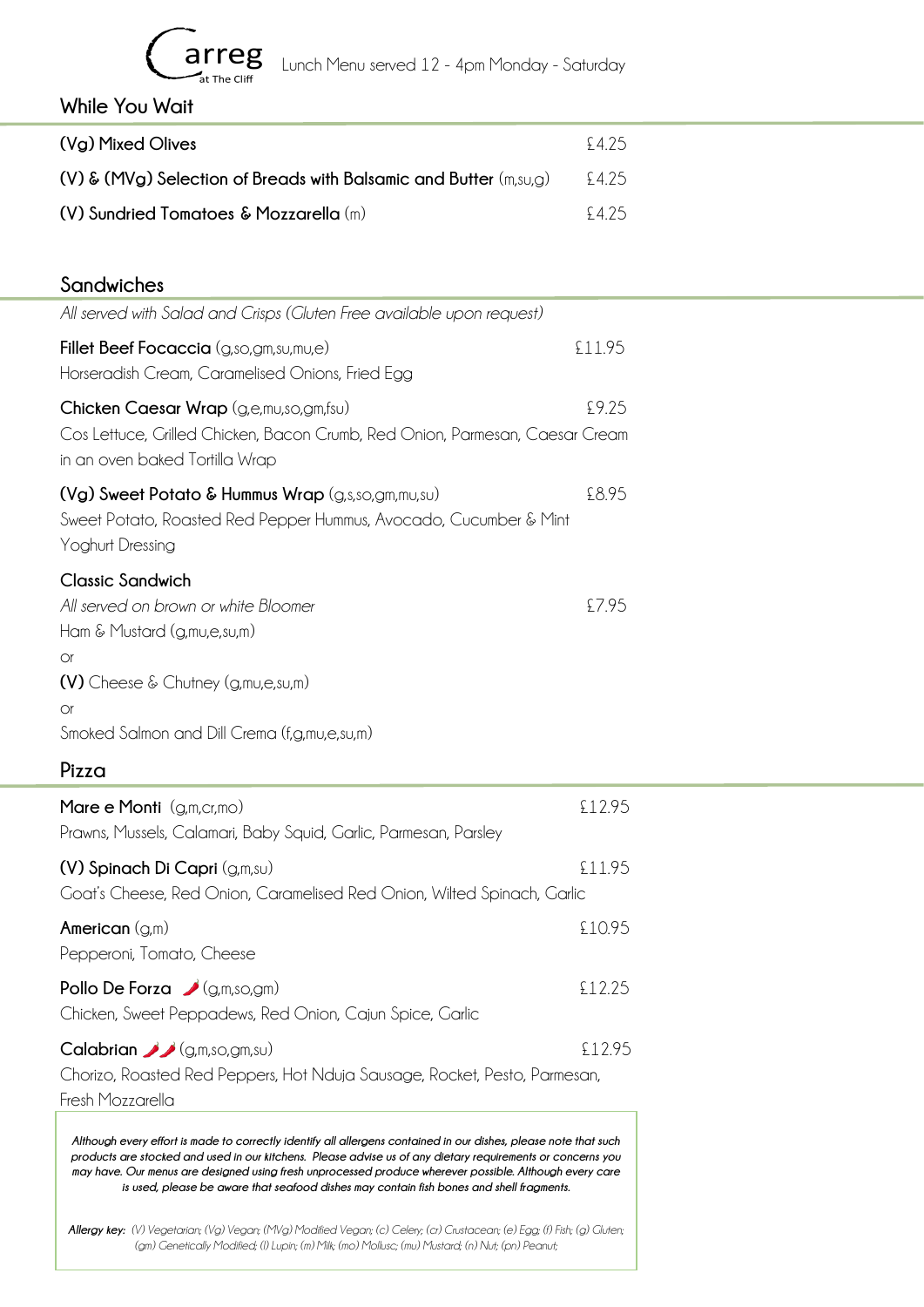# Carreg at The Cliff

Lunch Menu served 12 - 4pm Monday - Saturday

## While You Wait

**(Vg) Mixed Olives** £4.25

**(V) & (MVg) Selection of Breads with Balsamic and Butter** (m,su,g) £4.25

**(V) Sundried Tomatoes & Mozzarella** (m) £4.25

## Sandwiches

*All served with Salad and Crisps (Gluten Free available upon request)*

**Fillet Beef Focaccia** (g,so,gm,su,mu,e) £11.95
Horseradish Cream, Caramelised Onions, Fried Egg

**Chicken Caesar Wrap** (g,e,mu,so,gm,fsu) £9.25
Cos Lettuce, Grilled Chicken, Bacon Crumb, Red Onion, Parmesan, Caesar Cream in an oven baked Tortilla Wrap

**(Vg) Sweet Potato & Hummus Wrap** (g,s,so,gm,mu,su) £8.95
Sweet Potato, Roasted Red Pepper Hummus, Avocado, Cucumber & Mint Yoghurt Dressing

**Classic Sandwich**
*All served on brown or white Bloomer* £7.95
Ham & Mustard (g,mu,e,su,m)
or
**(V)** Cheese & Chutney (g,mu,e,su,m)
or
Smoked Salmon and Dill Crema (f,g,mu,e,su,m)

## Pizza

**Mare e Monti** (g,m,cr,mo) £12.95
Prawns, Mussels, Calamari, Baby Squid, Garlic, Parmesan, Parsley

**(V) Spinach Di Capri** (g,m,su) £11.95
Goat's Cheese, Red Onion, Caramelised Red Onion, Wilted Spinach, Garlic

**American** (g,m) £10.95
Pepperoni, Tomato, Cheese

**Pollo De Forza** 🌶 (g,m,so,gm) £12.25
Chicken, Sweet Peppadews, Red Onion, Cajun Spice, Garlic

**Calabrian** 🌶🌶 (g,m,so,gm,su) £12.95
Chorizo, Roasted Red Peppers, Hot Nduja Sausage, Rocket, Pesto, Parmesan, Fresh Mozzarella

***Although every effort is made to correctly identify all allergens contained in our dishes, please note that such products are stocked and used in our kitchens. Please advise us of any dietary requirements or concerns you may have. Our menus are designed using fresh unprocessed produce wherever possible. Although every care is used, please be aware that seafood dishes may contain fish bones and shell fragments.***

***Allergy key:*** *(V) Vegetarian; (Vg) Vegan; (MVg) Modified Vegan; (c) Celery; (cr) Crustacean; (e) Egg; (f) Fish; (g) Gluten; (gm) Genetically Modified; (l) Lupin; (m) Milk; (mo) Mollusc; (mu) Mustard; (n) Nut; (pn) Peanut;*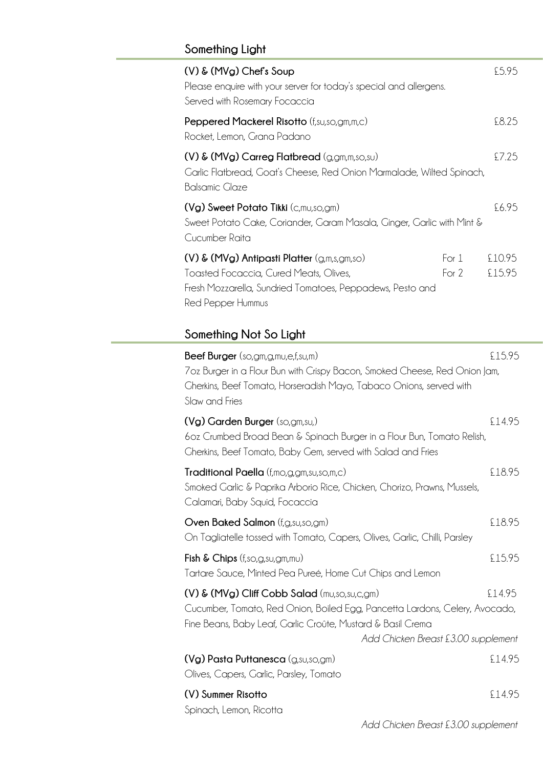## Something Light

**(V) & (MVg) Chef's Soup** £5.95
Please enquire with your server for today's special and allergens.
Served with Rosemary Focaccia

**Peppered Mackerel Risotto** (f,su,so,gm,m,c) £8.25
Rocket, Lemon, Grana Padano

**(V) & (MVg) Carreg Flatbread** (g,gm,m,so,su) £7.25
Garlic Flatbread, Goat's Cheese, Red Onion Marmalade, Wilted Spinach, Balsamic Glaze

**(Vg) Sweet Potato Tikki** (c,mu,so,gm) £6.95
Sweet Potato Cake, Coriander, Garam Masala, Ginger, Garlic with Mint & Cucumber Raita

**(V) & (MVg) Antipasti Platter** (g,m,s,gm,so) For 1 £10.95 / For 2 £15.95
Toasted Focaccia, Cured Meats, Olives,
Fresh Mozzarella, Sundried Tomatoes, Peppadews, Pesto and Red Pepper Hummus

## Something Not So Light

**Beef Burger** (so,gm,g,mu,e,f,su,m) £15.95
7oz Burger in a Flour Bun with Crispy Bacon, Smoked Cheese, Red Onion Jam, Gherkins, Beef Tomato, Horseradish Mayo, Tabaco Onions, served with Slaw and Fries

**(Vg) Garden Burger** (so,gm,su,) £14.95
6oz Crumbed Broad Bean & Spinach Burger in a Flour Bun, Tomato Relish, Gherkins, Beef Tomato, Baby Gem, served with Salad and Fries

**Traditional Paella** (f,mo,g,gm,su,so,m,c) £18.95
Smoked Garlic & Paprika Arborio Rice, Chicken, Chorizo, Prawns, Mussels, Calamari, Baby Squid, Focaccia

**Oven Baked Salmon** (f,g,su,so,gm) £18.95
On Tagliatelle tossed with Tomato, Capers, Olives, Garlic, Chilli, Parsley

**Fish & Chips** (f,so,g,su,gm,mu) £15.95
Tartare Sauce, Minted Pea Pureé, Home Cut Chips and Lemon

**(V) & (MVg) Cliff Cobb Salad** (mu,so,su,c,gm) £14.95
Cucumber, Tomato, Red Onion, Boiled Egg, Pancetta Lardons, Celery, Avocado, Fine Beans, Baby Leaf, Garlic Croûte, Mustard & Basil Crema

*Add Chicken Breast £3.00 supplement*

**(Vg) Pasta Puttanesca** (g,su,so,gm) £14.95
Olives, Capers, Garlic, Parsley, Tomato

**(V) Summer Risotto** £14.95
Spinach, Lemon, Ricotta

*Add Chicken Breast £3.00 supplement*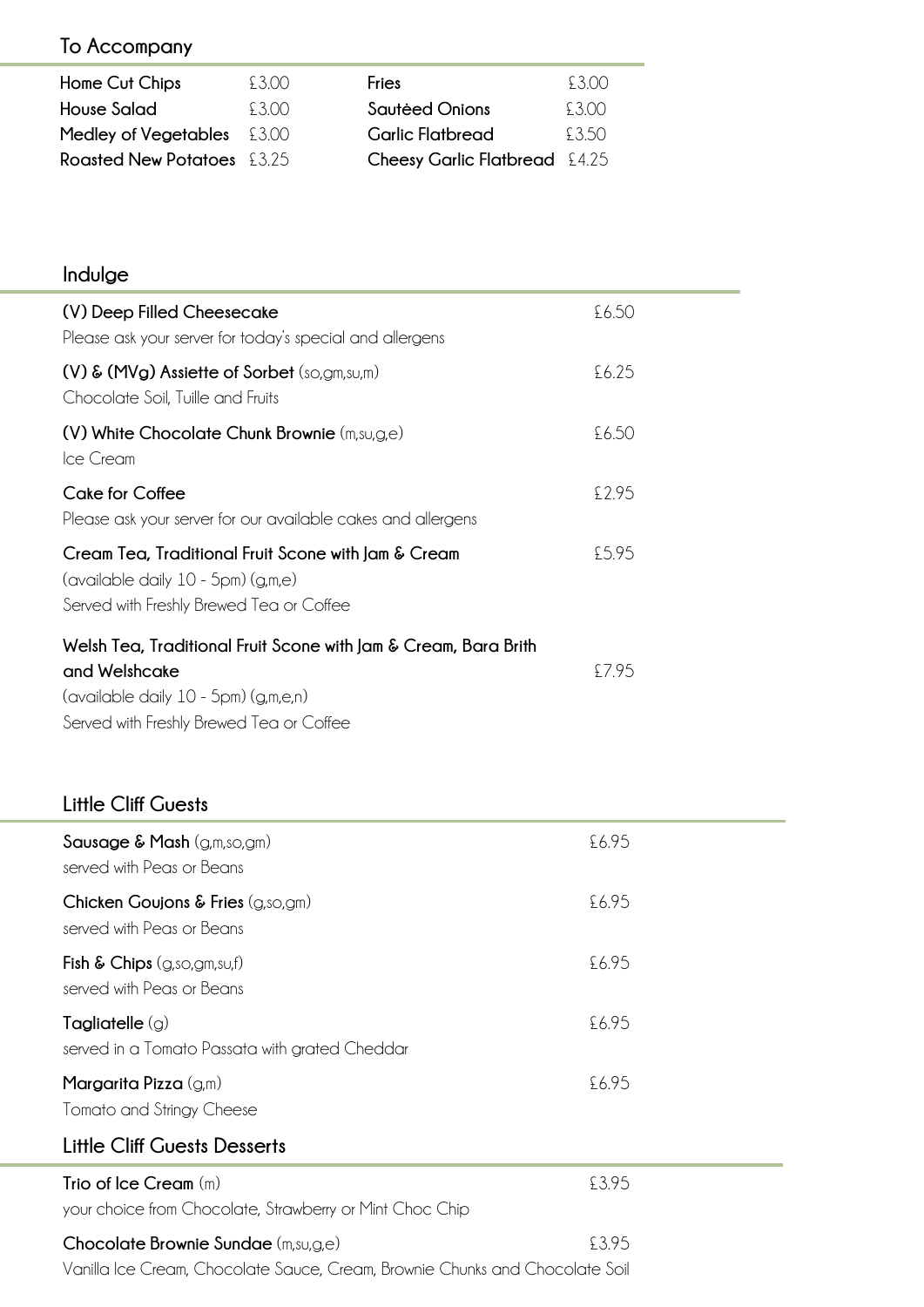## To Accompany

| | | | |
|---|---|---|---|
| **Home Cut Chips** | £3.00 | **Fries** | £3.00 |
| **House Salad** | £3.00 | **Sautéed Onions** | £3.00 |
| **Medley of Vegetables** | £3.00 | **Garlic Flatbread** | £3.50 |
| **Roasted New Potatoes** | £3.25 | **Cheesy Garlic Flatbread** | £4.25 |

## Indulge

**(V) Deep Filled Cheesecake** £6.50
Please ask your server for today's special and allergens

**(V) & (MVg) Assiette of Sorbet** (so,gm,su,m) £6.25
Chocolate Soil, Tuille and Fruits

**(V) White Chocolate Chunk Brownie** (m,su,g,e) £6.50
Ice Cream

**Cake for Coffee** £2.95
Please ask your server for our available cakes and allergens

**Cream Tea, Traditional Fruit Scone with Jam & Cream** £5.95
(available daily 10 - 5pm) (g,m,e)
Served with Freshly Brewed Tea or Coffee

**Welsh Tea, Traditional Fruit Scone with Jam & Cream, Bara Brith and Welshcake** £7.95
(available daily 10 - 5pm) (g,m,e,n)
Served with Freshly Brewed Tea or Coffee

## Little Cliff Guests

**Sausage & Mash** (g,m,so,gm) £6.95
served with Peas or Beans

**Chicken Goujons & Fries** (g,so,gm) £6.95
served with Peas or Beans

**Fish & Chips** (g,so,gm,su,f) £6.95
served with Peas or Beans

**Tagliatelle** (g) £6.95
served in a Tomato Passata with grated Cheddar

**Margarita Pizza** (g,m) £6.95
Tomato and Stringy Cheese

## Little Cliff Guests Desserts

**Trio of Ice Cream** (m) £3.95
your choice from Chocolate, Strawberry or Mint Choc Chip

**Chocolate Brownie Sundae** (m,su,g,e) £3.95
Vanilla Ice Cream, Chocolate Sauce, Cream, Brownie Chunks and Chocolate Soil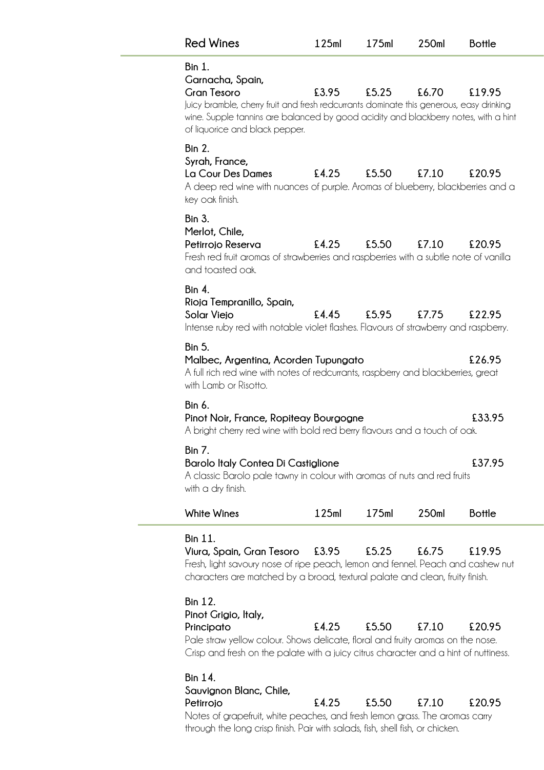## Red Wines

| | 125ml | 175ml | 250ml | Bottle |
|---|---|---|---|---|
| **Bin 1.** **Garnacha, Spain, Gran Tesoro** | £3.95 | £5.25 | £6.70 | £19.95 |
| **Bin 2.** **Syrah, France, La Cour Des Dames** | £4.25 | £5.50 | £7.10 | £20.95 |
| **Bin 3.** **Merlot, Chile, Petirrojo Reserva** | £4.25 | £5.50 | £7.10 | £20.95 |
| **Bin 4.** **Rioja Tempranillo, Spain, Solar Viejo** | £4.45 | £5.95 | £7.75 | £22.95 |
| **Bin 5.** **Malbec, Argentina, Acorden Tupungato** | | | | £26.95 |
| **Bin 6.** **Pinot Noir, France, Ropiteay Bourgogne** | | | | £33.95 |
| **Bin 7.** **Barolo Italy Contea Di Castiglione** | | | | £37.95 |

**Bin 1.**
**Garnacha, Spain,**
**Gran Tesoro** £3.95 £5.25 £6.70 £19.95

Juicy bramble, cherry fruit and fresh redcurrants dominate this generous, easy drinking wine. Supple tannins are balanced by good acidity and blackberry notes, with a hint of liquorice and black pepper.

**Bin 2.**
**Syrah, France,**
**La Cour Des Dames** £4.25 £5.50 £7.10 £20.95

A deep red wine with nuances of purple. Aromas of blueberry, blackberries and a key oak finish.

**Bin 3.**
**Merlot, Chile,**
**Petirrojo Reserva** £4.25 £5.50 £7.10 £20.95

Fresh red fruit aromas of strawberries and raspberries with a subtle note of vanilla and toasted oak.

**Bin 4.**
**Rioja Tempranillo, Spain,**
**Solar Viejo** £4.45 £5.95 £7.75 £22.95

Intense ruby red with notable violet flashes. Flavours of strawberry and raspberry.

**Bin 5.**
**Malbec, Argentina, Acorden Tupungato** £26.95

A full rich red wine with notes of redcurrants, raspberry and blackberries, great with Lamb or Risotto.

**Bin 6.**
**Pinot Noir, France, Ropiteay Bourgogne** £33.95

A bright cherry red wine with bold red berry flavours and a touch of oak.

**Bin 7.**
**Barolo Italy Contea Di Castiglione** £37.95

A classic Barolo pale tawny in colour with aromas of nuts and red fruits with a dry finish.

## White Wines

| | 125ml | 175ml | 250ml | Bottle |
|---|---|---|---|---|
| **Bin 11.** **Viura, Spain, Gran Tesoro** | £3.95 | £5.25 | £6.75 | £19.95 |
| **Bin 12.** **Pinot Grigio, Italy, Principato** | £4.25 | £5.50 | £7.10 | £20.95 |
| **Bin 14.** **Sauvignon Blanc, Chile, Petirrojo** | £4.25 | £5.50 | £7.10 | £20.95 |

**Bin 11.**
**Viura, Spain, Gran Tesoro** £3.95 £5.25 £6.75 £19.95

Fresh, light savoury nose of ripe peach, lemon and fennel. Peach and cashew nut characters are matched by a broad, textural palate and clean, fruity finish.

**Bin 12.**
**Pinot Grigio, Italy,**
**Principato** £4.25 £5.50 £7.10 £20.95

Pale straw yellow colour. Shows delicate, floral and fruity aromas on the nose. Crisp and fresh on the palate with a juicy citrus character and a hint of nuttiness.

**Bin 14.**
**Sauvignon Blanc, Chile,**
**Petirrojo** £4.25 £5.50 £7.10 £20.95

Notes of grapefruit, white peaches, and fresh lemon grass. The aromas carry through the long crisp finish. Pair with salads, fish, shell fish, or chicken.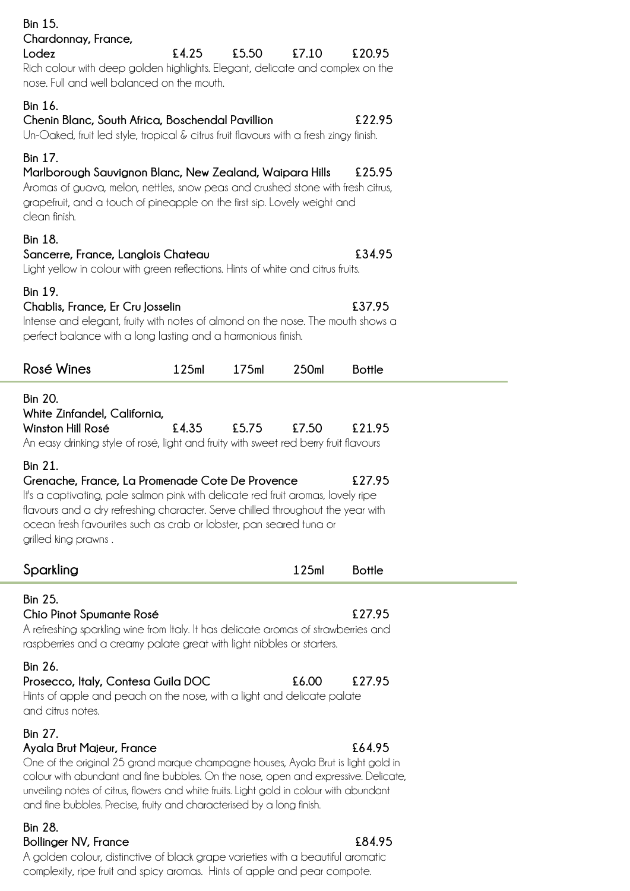**Bin 15.**
**Chardonnay, France, Lodez** £4.25 £5.50 £7.10 £20.95

Rich colour with deep golden highlights. Elegant, delicate and complex on the nose. Full and well balanced on the mouth.

**Bin 16.**
**Chenin Blanc, South Africa, Boschendal Pavillion** £22.95

Un-Oaked, fruit led style, tropical & citrus fruit flavours with a fresh zingy finish.

**Bin 17.**
**Marlborough Sauvignon Blanc, New Zealand, Waipara Hills** £25.95

Aromas of guava, melon, nettles, snow peas and crushed stone with fresh citrus, grapefruit, and a touch of pineapple on the first sip. Lovely weight and clean finish.

**Bin 18.**
**Sancerre, France, Langlois Chateau** £34.95

Light yellow in colour with green reflections. Hints of white and citrus fruits.

**Bin 19.**
**Chablis, France, Er Cru Josselin** £37.95

Intense and elegant, fruity with notes of almond on the nose. The mouth shows a perfect balance with a long lasting and a harmonious finish.

## Rosé Wines

| Rosé Wines | 125ml | 175ml | 250ml | Bottle |
|---|---|---|---|---|
| **Bin 20. White Zinfandel, California, Winston Hill Rosé** | £4.35 | £5.75 | £7.50 | £21.95 |
| **Bin 21. Grenache, France, La Promenade Cote De Provence** | | | | £27.95 |

**Bin 20.**
**White Zinfandel, California, Winston Hill Rosé**

An easy drinking style of rosé, light and fruity with sweet red berry fruit flavours

**Bin 21.**
**Grenache, France, La Promenade Cote De Provence**

It's a captivating, pale salmon pink with delicate red fruit aromas, lovely ripe flavours and a dry refreshing character. Serve chilled throughout the year with ocean fresh favourites such as crab or lobster, pan seared tuna or grilled king prawns .

## Sparkling

| Sparkling | 125ml | Bottle |
|---|---|---|
| **Bin 25. Chio Pinot Spumante Rosé** | | £27.95 |
| **Bin 26. Prosecco, Italy, Contesa Guila DOC** | £6.00 | £27.95 |
| **Bin 27. Ayala Brut Majeur, France** | | £64.95 |
| **Bin 28. Bollinger NV, France** | | £84.95 |

**Bin 25.**
**Chio Pinot Spumante Rosé**

A refreshing sparkling wine from Italy. It has delicate aromas of strawberries and raspberries and a creamy palate great with light nibbles or starters.

**Bin 26.**
**Prosecco, Italy, Contesa Guila DOC**

Hints of apple and peach on the nose, with a light and delicate palate and citrus notes.

**Bin 27.**
**Ayala Brut Majeur, France**

One of the original 25 grand marque champagne houses, Ayala Brut is light gold in colour with abundant and fine bubbles. On the nose, open and expressive. Delicate, unveiling notes of citrus, flowers and white fruits. Light gold in colour with abundant and fine bubbles. Precise, fruity and characterised by a long finish.

**Bin 28.**
**Bollinger NV, France**

A golden colour, distinctive of black grape varieties with a beautiful aromatic complexity, ripe fruit and spicy aromas. Hints of apple and pear compote.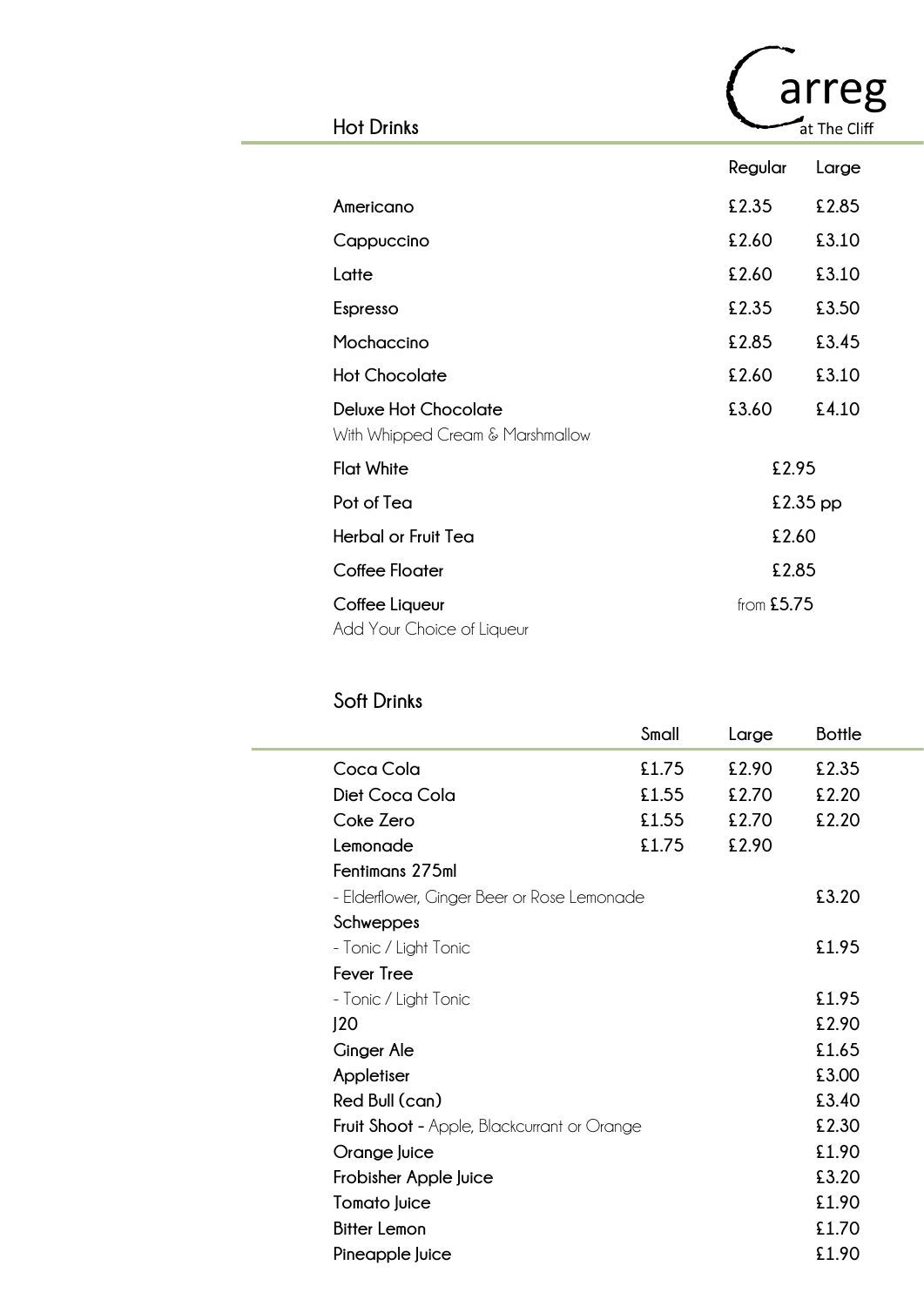Carreg at The Cliff

## Hot Drinks

| | Regular | Large |
|---|---|---|
| **Americano** | £2.35 | £2.85 |
| **Cappuccino** | £2.60 | £3.10 |
| **Latte** | £2.60 | £3.10 |
| **Espresso** | £2.35 | £3.50 |
| **Mochaccino** | £2.85 | £3.45 |
| **Hot Chocolate** | £2.60 | £3.10 |
| **Deluxe Hot Chocolate** With Whipped Cream & Marshmallow | £3.60 | £4.10 |
| **Flat White** | £2.95 | |
| **Pot of Tea** | £2.35 pp | |
| **Herbal or Fruit Tea** | £2.60 | |
| **Coffee Floater** | £2.85 | |
| **Coffee Liqueur** Add Your Choice of Liqueur | from £5.75 | |

## Soft Drinks

| | Small | Large | Bottle |
|---|---|---|---|
| **Coca Cola** | £1.75 | £2.90 | £2.35 |
| **Diet Coca Cola** | £1.55 | £2.70 | £2.20 |
| **Coke Zero** | £1.55 | £2.70 | £2.20 |
| **Lemonade** | £1.75 | £2.90 | |
| **Fentimans 275ml** - Elderflower, Ginger Beer or Rose Lemonade | | | £3.20 |
| **Schweppes** - Tonic / Light Tonic | | | £1.95 |
| **Fever Tree** - Tonic / Light Tonic | | | £1.95 |
| **J20** | | | £2.90 |
| **Ginger Ale** | | | £1.65 |
| **Appletiser** | | | £3.00 |
| **Red Bull (can)** | | | £3.40 |
| **Fruit Shoot** - Apple, Blackcurrant or Orange | | | £2.30 |
| **Orange Juice** | | | £1.90 |
| **Frobisher Apple Juice** | | | £3.20 |
| **Tomato Juice** | | | £1.90 |
| **Bitter Lemon** | | | £1.70 |
| **Pineapple Juice** | | | £1.90 |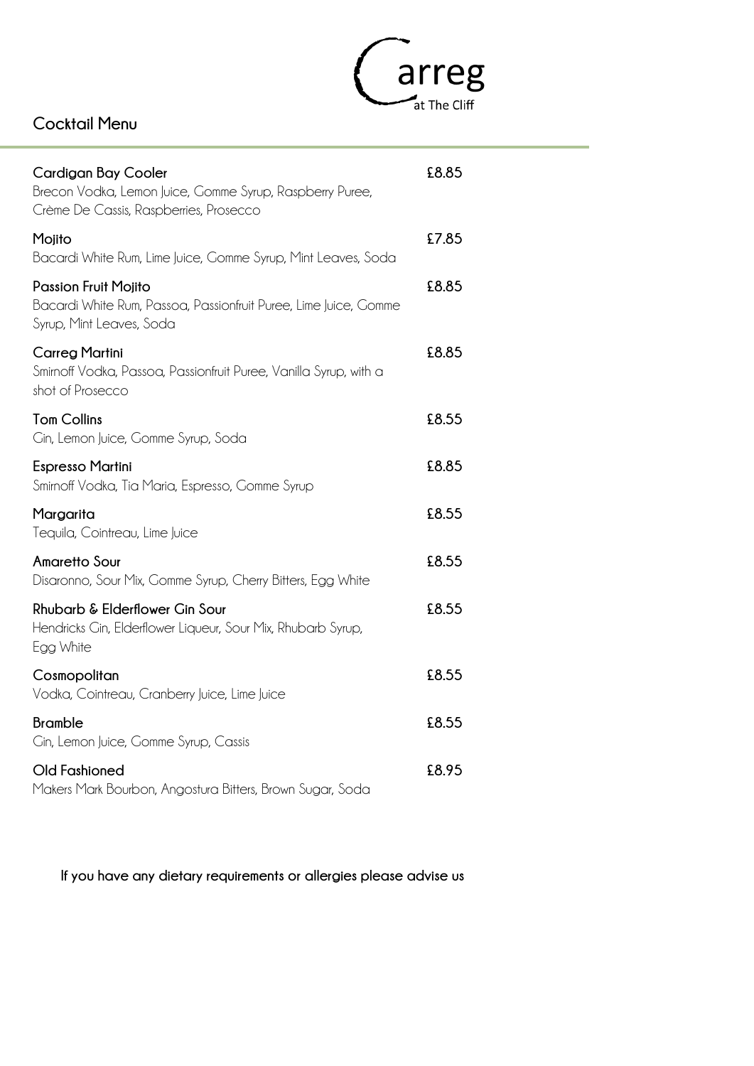Carreg at The Cliff

## Cocktail Menu

**Cardigan Bay Cooler** — £8.85
Brecon Vodka, Lemon Juice, Gomme Syrup, Raspberry Puree, Crème De Cassis, Raspberries, Prosecco

**Mojito** — £7.85
Bacardi White Rum, Lime Juice, Gomme Syrup, Mint Leaves, Soda

**Passion Fruit Mojito** — £8.85
Bacardi White Rum, Passoa, Passionfruit Puree, Lime Juice, Gomme Syrup, Mint Leaves, Soda

**Carreg Martini** — £8.85
Smirnoff Vodka, Passoa, Passionfruit Puree, Vanilla Syrup, with a shot of Prosecco

**Tom Collins** — £8.55
Gin, Lemon Juice, Gomme Syrup, Soda

**Espresso Martini** — £8.85
Smirnoff Vodka, Tia Maria, Espresso, Gomme Syrup

**Margarita** — £8.55
Tequila, Cointreau, Lime Juice

**Amaretto Sour** — £8.55
Disaronno, Sour Mix, Gomme Syrup, Cherry Bitters, Egg White

**Rhubarb & Elderflower Gin Sour** — £8.55
Hendricks Gin, Elderflower Liqueur, Sour Mix, Rhubarb Syrup, Egg White

**Cosmopolitan** — £8.55
Vodka, Cointreau, Cranberry Juice, Lime Juice

**Bramble** — £8.55
Gin, Lemon Juice, Gomme Syrup, Cassis

**Old Fashioned** — £8.95
Makers Mark Bourbon, Angostura Bitters, Brown Sugar, Soda

**If you have any dietary requirements or allergies please advise us**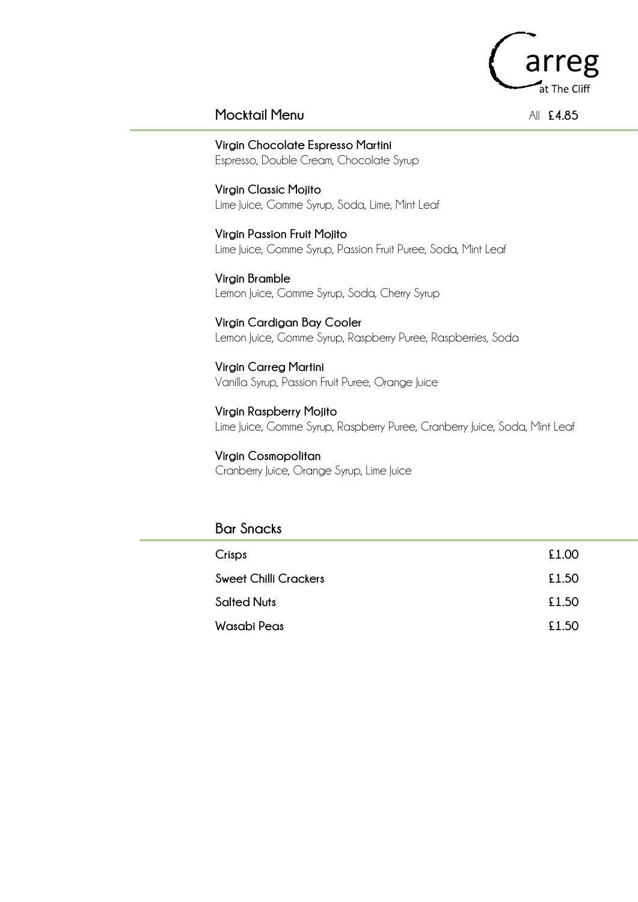Carreg at The Cliff

## Mocktail Menu

All **£4.85**

**Virgin Chocolate Espresso Martini**
Espresso, Double Cream, Chocolate Syrup

**Virgin Classic Mojito**
Lime Juice, Gomme Syrup, Soda, Lime, Mint Leaf

**Virgin Passion Fruit Mojito**
Lime Juice, Gomme Syrup, Passion Fruit Puree, Soda, Mint Leaf

**Virgin Bramble**
Lemon Juice, Gomme Syrup, Soda, Cherry Syrup

**Virgin Cardigan Bay Cooler**
Lemon Juice, Gomme Syrup, Raspberry Puree, Raspberries, Soda

**Virgin Carreg Martini**
Vanilla Syrup, Passion Fruit Puree, Orange Juice

**Virgin Raspberry Mojito**
Lime Juice, Gomme Syrup, Raspberry Puree, Cranberry Juice, Soda, Mint Leaf

**Virgin Cosmopolitan**
Cranberry Juice, Orange Syrup, Lime Juice

## Bar Snacks

| | |
|---|---|
| **Crisps** | £1.00 |
| **Sweet Chilli Crackers** | £1.50 |
| **Salted Nuts** | £1.50 |
| **Wasabi Peas** | £1.50 |